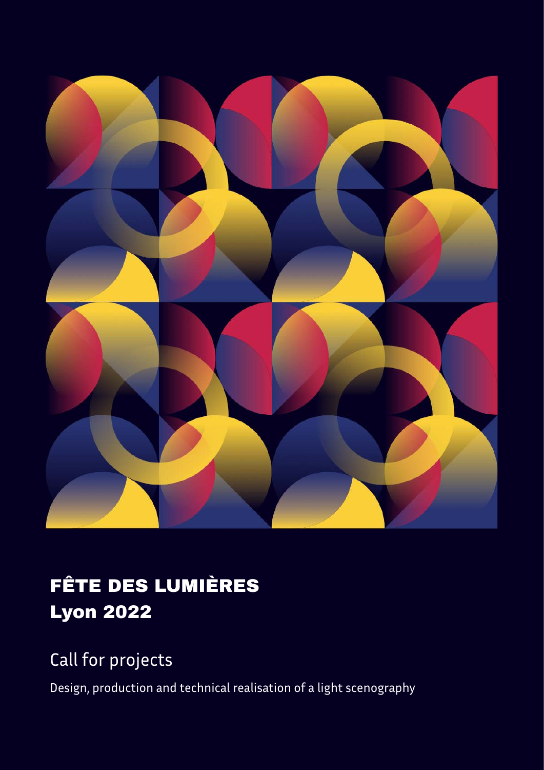# FÊTE DES LUMIÈRES
# Lyon 2022

## Call for projects

Design, production and technical realisation of a light scenography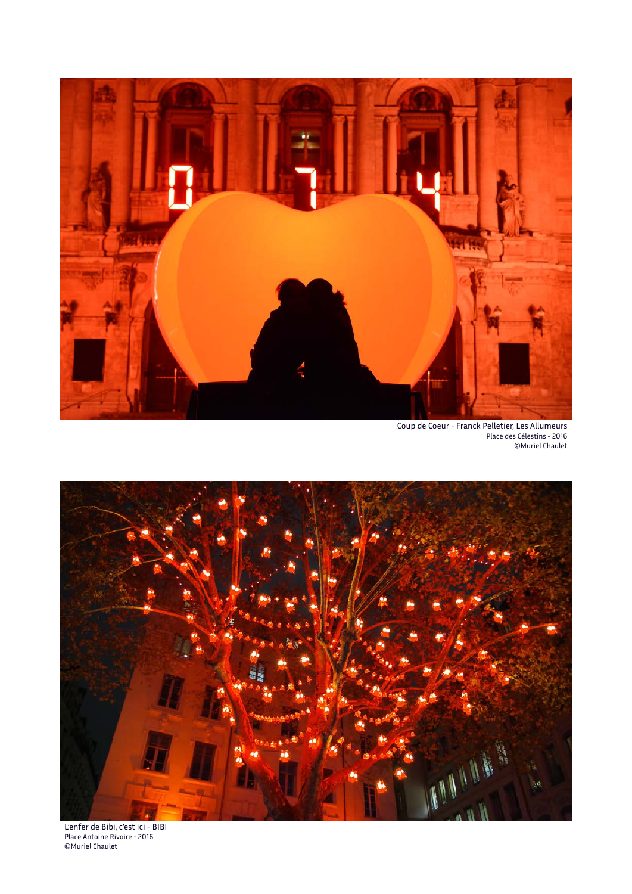Coup de Coeur - Franck Pelletier, Les Allumeurs
Place des Célestins - 2016
©Muriel Chaulet

L'enfer de Bibi, c'est ici - BIBI
Place Antoine Rivoire - 2016
©Muriel Chaulet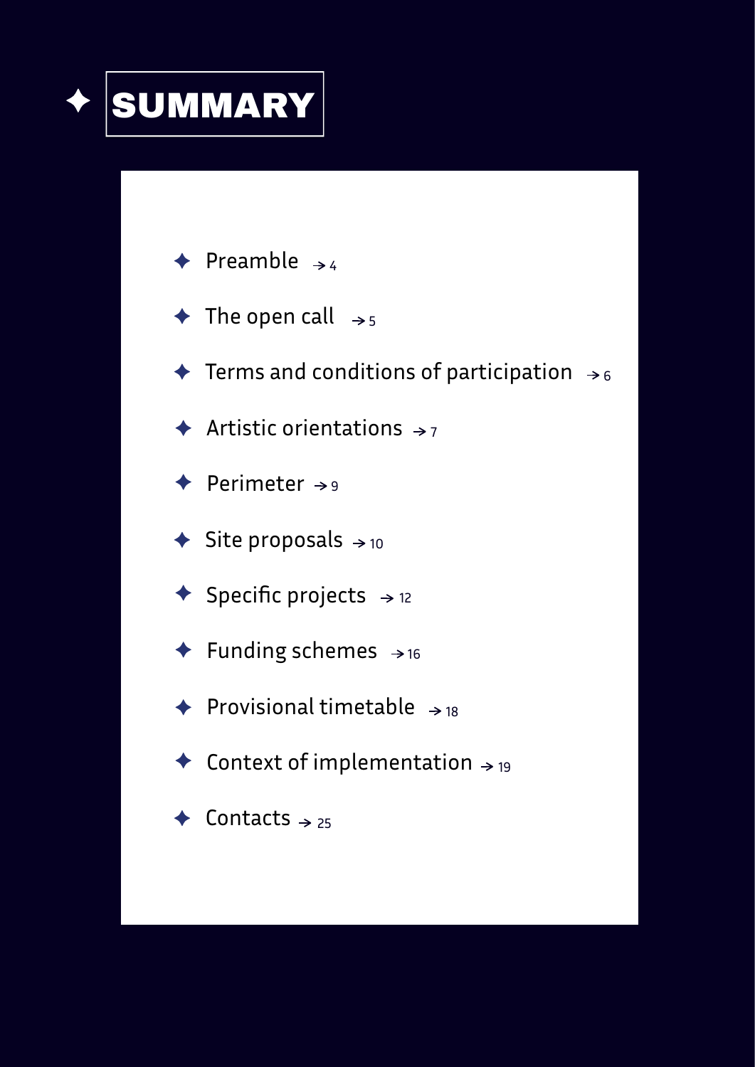# ✦ SUMMARY

- ✦ Preamble → 4
- ✦ The open call → 5
- ✦ Terms and conditions of participation → 6
- ✦ Artistic orientations → 7
- ✦ Perimeter → 9
- ✦ Site proposals → 10
- ✦ Specific projects → 12
- ✦ Funding schemes → 16
- ✦ Provisional timetable → 18
- ✦ Context of implementation → 19
- ✦ Contacts → 25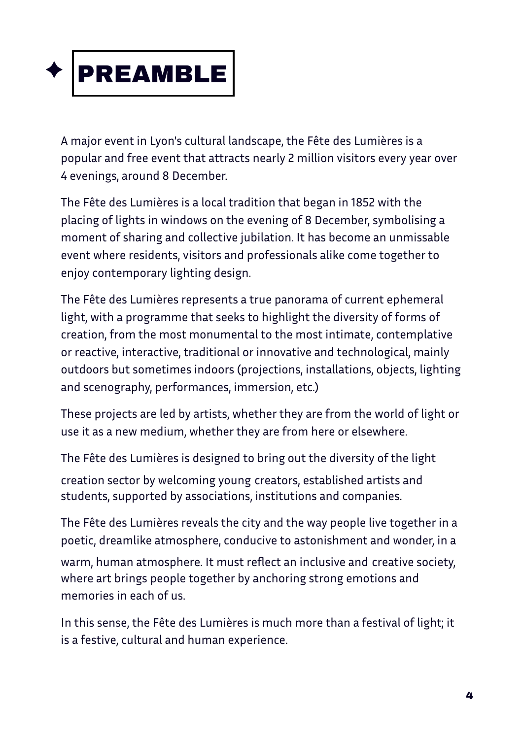# PREAMBLE

A major event in Lyon's cultural landscape, the Fête des Lumières is a popular and free event that attracts nearly 2 million visitors every year over 4 evenings, around 8 December.

The Fête des Lumières is a local tradition that began in 1852 with the placing of lights in windows on the evening of 8 December, symbolising a moment of sharing and collective jubilation. It has become an unmissable event where residents, visitors and professionals alike come together to enjoy contemporary lighting design.

The Fête des Lumières represents a true panorama of current ephemeral light, with a programme that seeks to highlight the diversity of forms of creation, from the most monumental to the most intimate, contemplative or reactive, interactive, traditional or innovative and technological, mainly outdoors but sometimes indoors (projections, installations, objects, lighting and scenography, performances, immersion, etc.)

These projects are led by artists, whether they are from the world of light or use it as a new medium, whether they are from here or elsewhere.

The Fête des Lumières is designed to bring out the diversity of the light creation sector by welcoming young creators, established artists and students, supported by associations, institutions and companies.

The Fête des Lumières reveals the city and the way people live together in a poetic, dreamlike atmosphere, conducive to astonishment and wonder, in a warm, human atmosphere. It must reflect an inclusive and creative society, where art brings people together by anchoring strong emotions and memories in each of us.

In this sense, the Fête des Lumières is much more than a festival of light; it is a festive, cultural and human experience.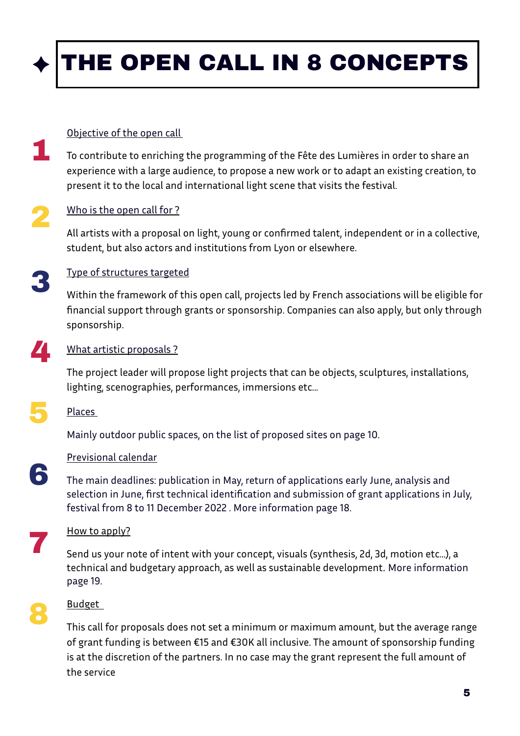# THE OPEN CALL IN 8 CONCEPTS

## 1 Objective of the open call

To contribute to enriching the programming of the Fête des Lumières in order to share an experience with a large audience, to propose a new work or to adapt an existing creation, to present it to the local and international light scene that visits the festival.

## 2 Who is the open call for ?

All artists with a proposal on light, young or confirmed talent, independent or in a collective, student, but also actors and institutions from Lyon or elsewhere.

## 3 Type of structures targeted

Within the framework of this open call, projects led by French associations will be eligible for financial support through grants or sponsorship. Companies can also apply, but only through sponsorship.

## 4 What artistic proposals ?

The project leader will propose light projects that can be objects, sculptures, installations, lighting, scenographies, performances, immersions etc...

## 5 Places

Mainly outdoor public spaces, on the list of proposed sites on page 10.

## 6 Previsional calendar

The main deadlines: publication in May, return of applications early June, analysis and selection in June, first technical identification and submission of grant applications in July, festival from 8 to 11 December 2022 . More information page 18.

## 7 How to apply?

Send us your note of intent with your concept, visuals (synthesis, 2d, 3d, motion etc...), a technical and budgetary approach, as well as sustainable development. More information page 19.

## 8 Budget

This call for proposals does not set a minimum or maximum amount, but the average range of grant funding is between €15 and €30K all inclusive. The amount of sponsorship funding is at the discretion of the partners. In no case may the grant represent the full amount of the service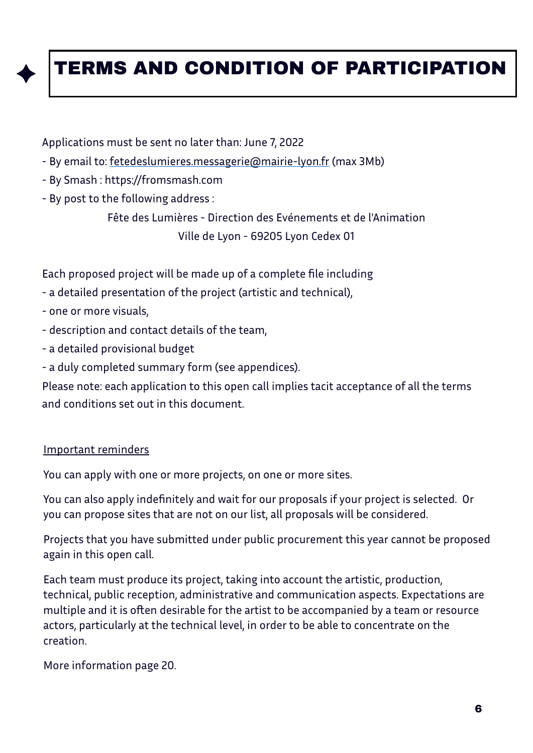# TERMS AND CONDITION OF PARTICIPATION

Applications must be sent no later than: June 7, 2022

- By email to: fetedeslumieres.messagerie@mairie-lyon.fr (max 3Mb)
- By Smash : https://fromsmash.com
- By post to the following address :

Fête des Lumières - Direction des Evénements et de l'Animation
Ville de Lyon - 69205 Lyon Cedex 01

Each proposed project will be made up of a complete file including

- a detailed presentation of the project (artistic and technical),
- one or more visuals,
- description and contact details of the team,
- a detailed provisional budget
- a duly completed summary form (see appendices).

Please note: each application to this open call implies tacit acceptance of all the terms and conditions set out in this document.

Important reminders

You can apply with one or more projects, on one or more sites.

You can also apply indefinitely and wait for our proposals if your project is selected. Or you can propose sites that are not on our list, all proposals will be considered.

Projects that you have submitted under public procurement this year cannot be proposed again in this open call.

Each team must produce its project, taking into account the artistic, production, technical, public reception, administrative and communication aspects. Expectations are multiple and it is often desirable for the artist to be accompanied by a team or resource actors, particularly at the technical level, in order to be able to concentrate on the creation.

More information page 20.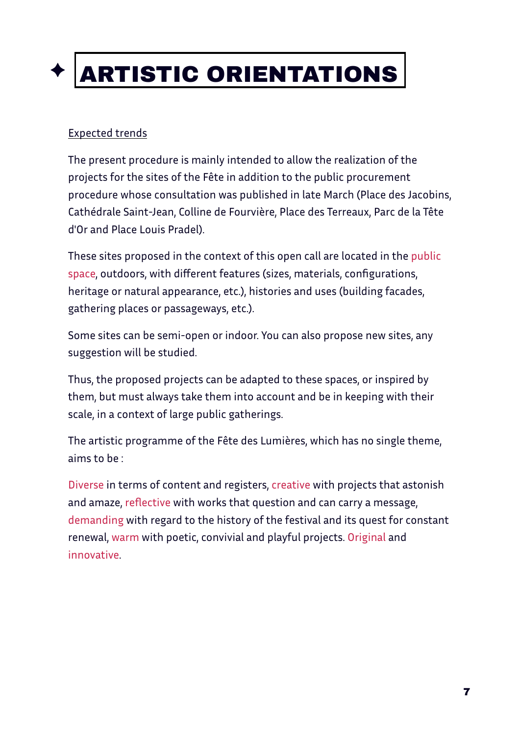# ARTISTIC ORIENTATIONS

Expected trends

The present procedure is mainly intended to allow the realization of the projects for the sites of the Fête in addition to the public procurement procedure whose consultation was published in late March (Place des Jacobins, Cathédrale Saint-Jean, Colline de Fourvière, Place des Terreaux, Parc de la Tête d'Or and Place Louis Pradel).

These sites proposed in the context of this open call are located in the public space, outdoors, with different features (sizes, materials, configurations, heritage or natural appearance, etc.), histories and uses (building facades, gathering places or passageways, etc.).

Some sites can be semi-open or indoor. You can also propose new sites, any suggestion will be studied.

Thus, the proposed projects can be adapted to these spaces, or inspired by them, but must always take them into account and be in keeping with their scale, in a context of large public gatherings.

The artistic programme of the Fête des Lumières, which has no single theme, aims to be :

Diverse in terms of content and registers, creative with projects that astonish and amaze, reflective with works that question and can carry a message, demanding with regard to the history of the festival and its quest for constant renewal, warm with poetic, convivial and playful projects. Original and innovative.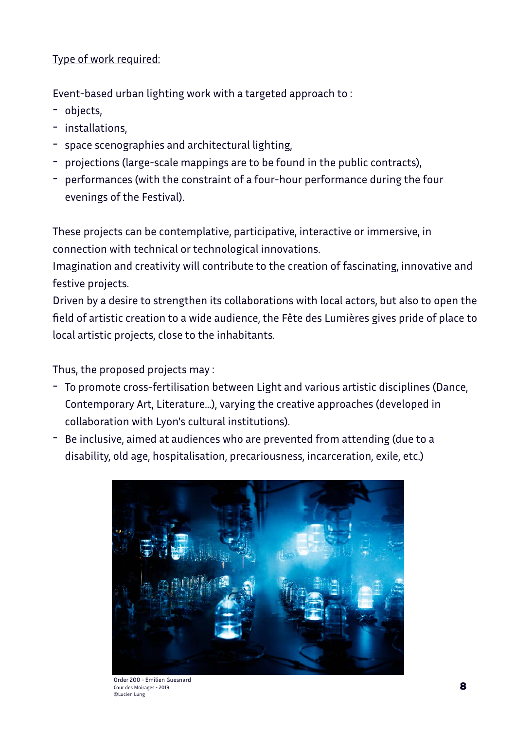Type of work required:

Event-based urban lighting work with a targeted approach to :

- objects,
- installations,
- space scenographies and architectural lighting,
- projections (large-scale mappings are to be found in the public contracts),
- performances (with the constraint of a four-hour performance during the four evenings of the Festival).

These projects can be contemplative, participative, interactive or immersive, in connection with technical or technological innovations.
Imagination and creativity will contribute to the creation of fascinating, innovative and festive projects.
Driven by a desire to strengthen its collaborations with local actors, but also to open the field of artistic creation to a wide audience, the Fête des Lumières gives pride of place to local artistic projects, close to the inhabitants.

Thus, the proposed projects may :

- To promote cross-fertilisation between Light and various artistic disciplines (Dance, Contemporary Art, Literature...), varying the creative approaches (developed in collaboration with Lyon's cultural institutions).
- Be inclusive, aimed at audiences who are prevented from attending (due to a disability, old age, hospitalisation, precariousness, incarceration, exile, etc.)

Order 200 - Emilien Guesnard
Cour des Moirages - 2019
©Lucien Lung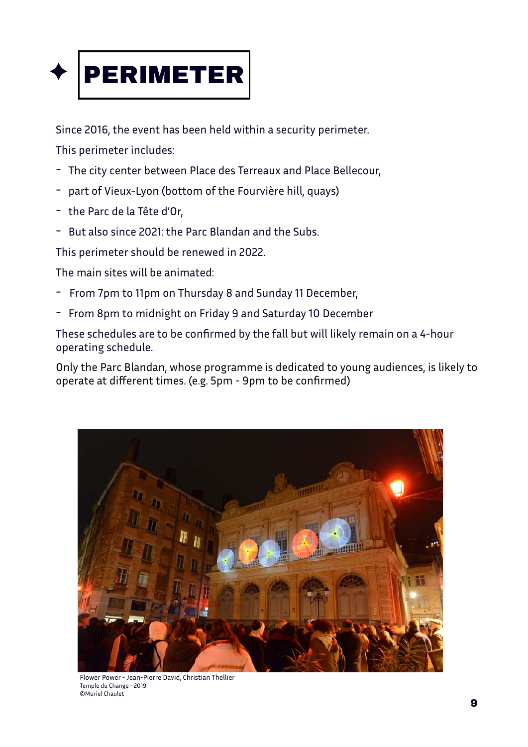# PERIMETER

Since 2016, the event has been held within a security perimeter.

This perimeter includes:

- The city center between Place des Terreaux and Place Bellecour,
- part of Vieux-Lyon (bottom of the Fourvière hill, quays)
- the Parc de la Tête d'Or,
- But also since 2021: the Parc Blandan and the Subs.

This perimeter should be renewed in 2022.

The main sites will be animated:

- From 7pm to 11pm on Thursday 8 and Sunday 11 December,
- From 8pm to midnight on Friday 9 and Saturday 10 December

These schedules are to be confirmed by the fall but will likely remain on a 4-hour operating schedule.

Only the Parc Blandan, whose programme is dedicated to young audiences, is likely to operate at different times. (e.g. 5pm - 9pm to be confirmed)

Flower Power - Jean-Pierre David, Christian Thellier
Temple du Change - 2019
©Muriel Chaulet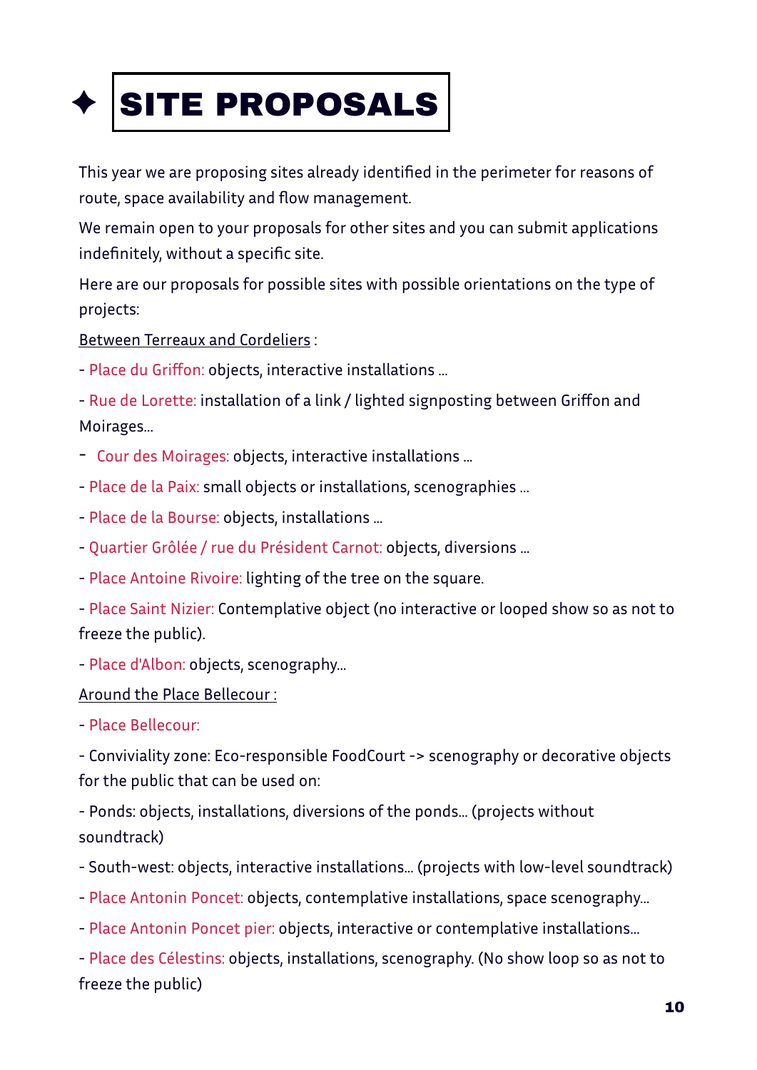# ✦ SITE PROPOSALS

This year we are proposing sites already identified in the perimeter for reasons of route, space availability and flow management.

We remain open to your proposals for other sites and you can submit applications indefinitely, without a specific site.

Here are our proposals for possible sites with possible orientations on the type of projects:

<u>Between Terreaux and Cordeliers</u> :

- Place du Griffon: objects, interactive installations ...
- Rue de Lorette: installation of a link / lighted signposting between Griffon and Moirages...
- Cour des Moirages: objects, interactive installations ...
- Place de la Paix: small objects or installations, scenographies ...
- Place de la Bourse: objects, installations ...
- Quartier Grôlée / rue du Président Carnot: objects, diversions ...
- Place Antoine Rivoire: lighting of the tree on the square.
- Place Saint Nizier: Contemplative object (no interactive or looped show so as not to freeze the public).
- Place d'Albon: objects, scenography...

<u>Around the Place Bellecour :</u>

- Place Bellecour:
- Conviviality zone: Eco-responsible FoodCourt -> scenography or decorative objects for the public that can be used on:
- Ponds: objects, installations, diversions of the ponds... (projects without soundtrack)
- South-west: objects, interactive installations... (projects with low-level soundtrack)
- Place Antonin Poncet: objects, contemplative installations, space scenography...
- Place Antonin Poncet pier: objects, interactive or contemplative installations...
- Place des Célestins: objects, installations, scenography. (No show loop so as not to freeze the public)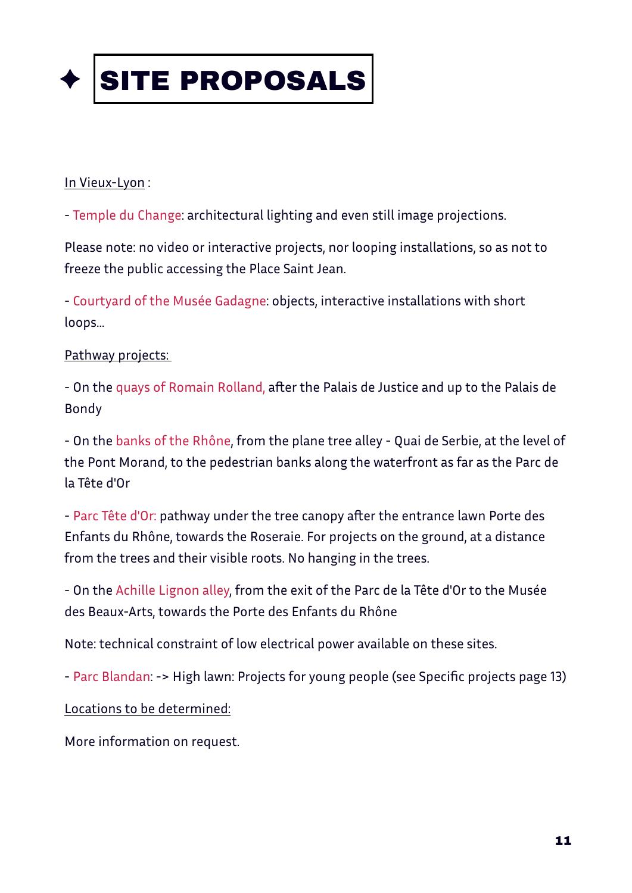# ✦ SITE PROPOSALS

<u>In Vieux-Lyon</u> :

- Temple du Change: architectural lighting and even still image projections.

Please note: no video or interactive projects, nor looping installations, so as not to freeze the public accessing the Place Saint Jean.

- Courtyard of the Musée Gadagne: objects, interactive installations with short loops...

<u>Pathway projects:</u>

- On the quays of Romain Rolland, after the Palais de Justice and up to the Palais de Bondy

- On the banks of the Rhône, from the plane tree alley - Quai de Serbie, at the level of the Pont Morand, to the pedestrian banks along the waterfront as far as the Parc de la Tête d'Or

- Parc Tête d'Or: pathway under the tree canopy after the entrance lawn Porte des Enfants du Rhône, towards the Roseraie. For projects on the ground, at a distance from the trees and their visible roots. No hanging in the trees.

- On the Achille Lignon alley, from the exit of the Parc de la Tête d'Or to the Musée des Beaux-Arts, towards the Porte des Enfants du Rhône

Note: technical constraint of low electrical power available on these sites.

- Parc Blandan: -> High lawn: Projects for young people (see Specific projects page 13)

<u>Locations to be determined:</u>

More information on request.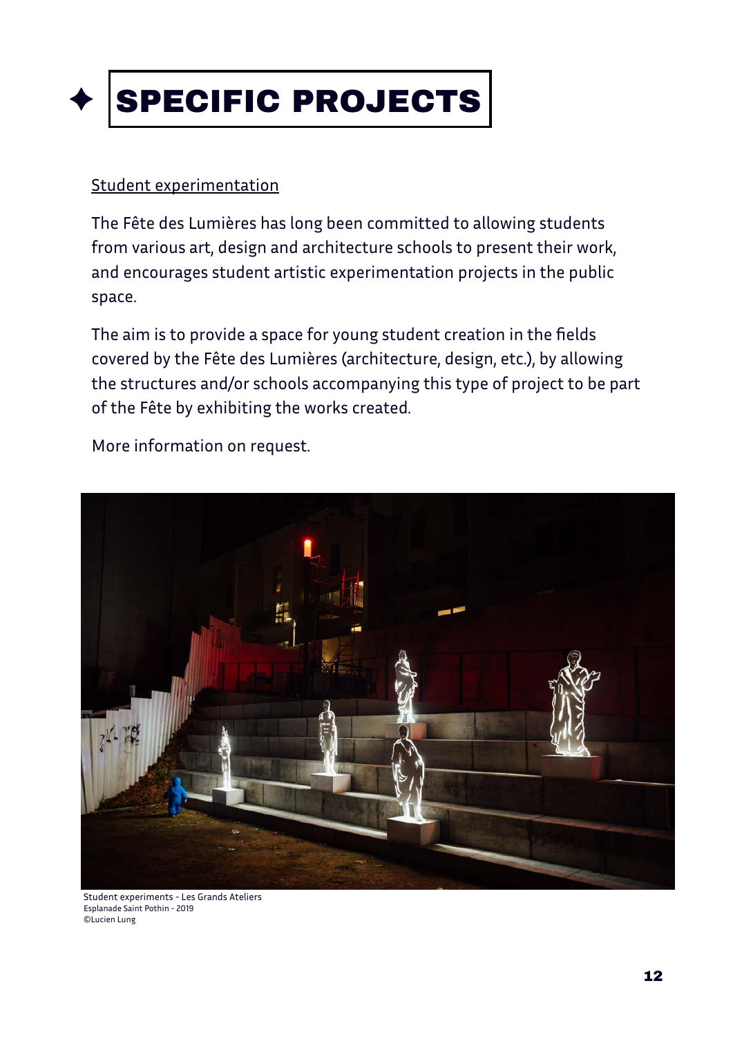# ✦ SPECIFIC PROJECTS

Student experimentation

The Fête des Lumières has long been committed to allowing students from various art, design and architecture schools to present their work, and encourages student artistic experimentation projects in the public space.

The aim is to provide a space for young student creation in the fields covered by the Fête des Lumières (architecture, design, etc.), by allowing the structures and/or schools accompanying this type of project to be part of the Fête by exhibiting the works created.

More information on request.

Student experiments - Les Grands Ateliers
Esplanade Saint Pothin - 2019
©Lucien Lung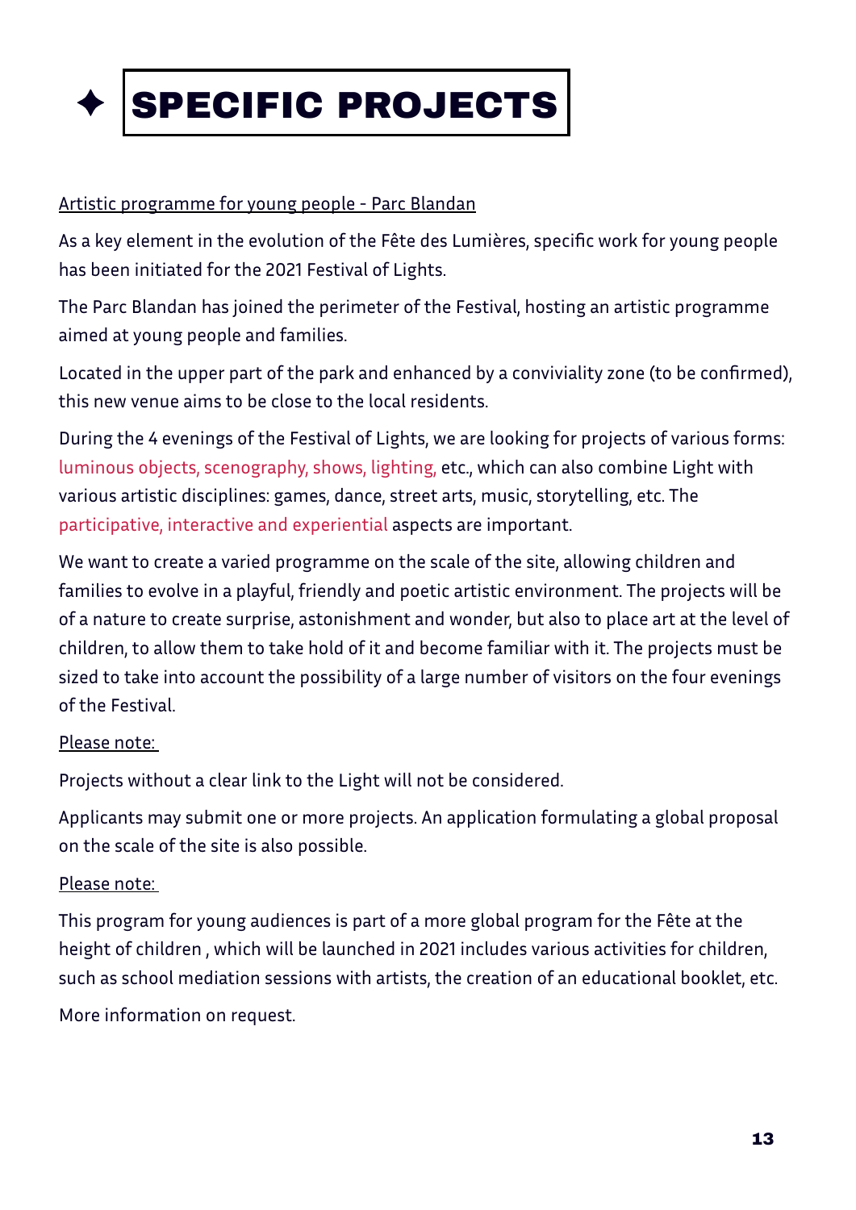# ✦ SPECIFIC PROJECTS

Artistic programme for young people - Parc Blandan

As a key element in the evolution of the Fête des Lumières, specific work for young people has been initiated for the 2021 Festival of Lights.

The Parc Blandan has joined the perimeter of the Festival, hosting an artistic programme aimed at young people and families.

Located in the upper part of the park and enhanced by a conviviality zone (to be confirmed), this new venue aims to be close to the local residents.

During the 4 evenings of the Festival of Lights, we are looking for projects of various forms: luminous objects, scenography, shows, lighting, etc., which can also combine Light with various artistic disciplines: games, dance, street arts, music, storytelling, etc. The participative, interactive and experiential aspects are important.

We want to create a varied programme on the scale of the site, allowing children and families to evolve in a playful, friendly and poetic artistic environment. The projects will be of a nature to create surprise, astonishment and wonder, but also to place art at the level of children, to allow them to take hold of it and become familiar with it. The projects must be sized to take into account the possibility of a large number of visitors on the four evenings of the Festival.

Please note:

Projects without a clear link to the Light will not be considered.

Applicants may submit one or more projects. An application formulating a global proposal on the scale of the site is also possible.

Please note:

This program for young audiences is part of a more global program for the Fête at the height of children , which will be launched in 2021 includes various activities for children, such as school mediation sessions with artists, the creation of an educational booklet, etc.

More information on request.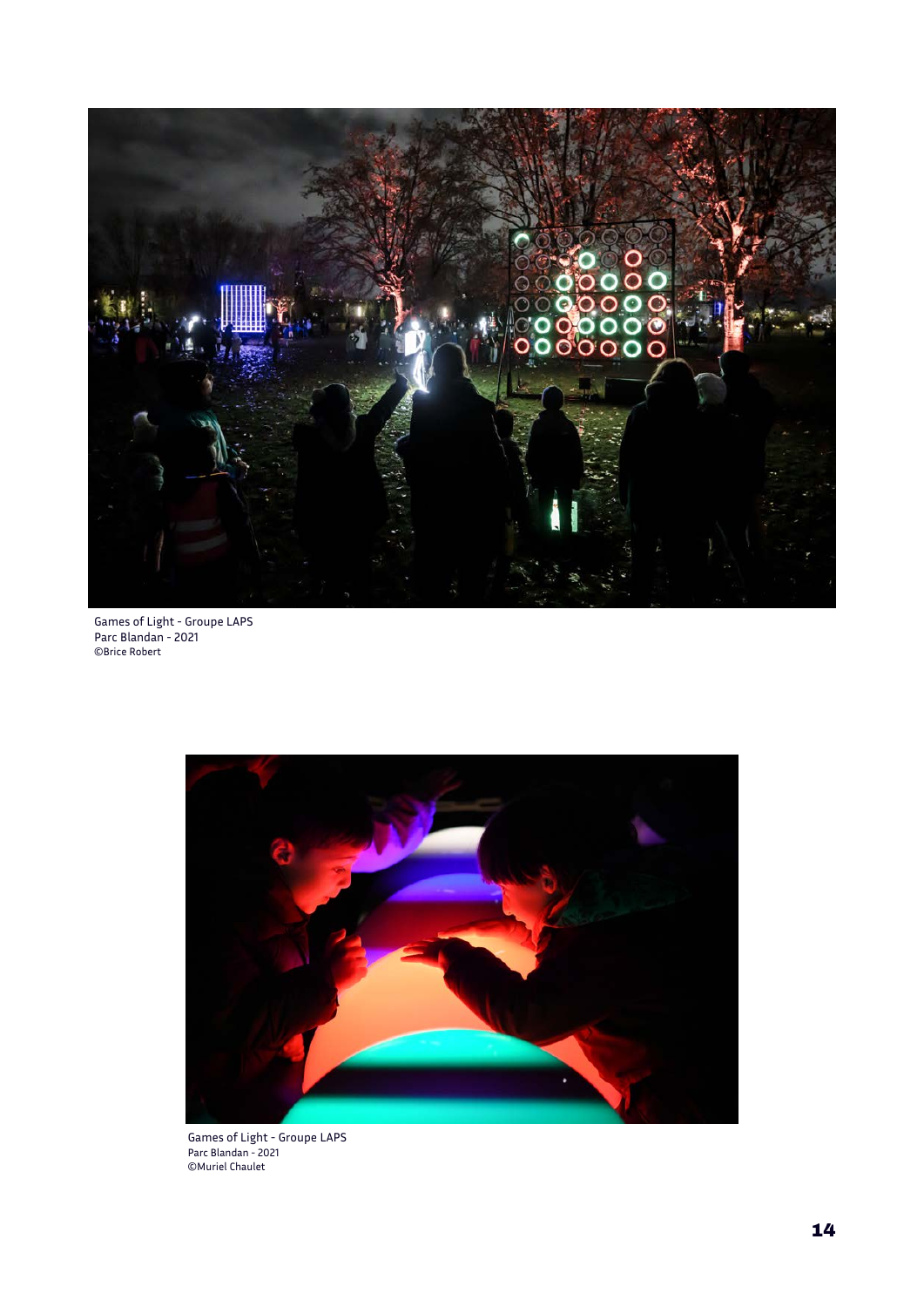Games of Light - Groupe LAPS
Parc Blandan - 2021
©Brice Robert

Games of Light - Groupe LAPS
Parc Blandan - 2021
©Muriel Chaulet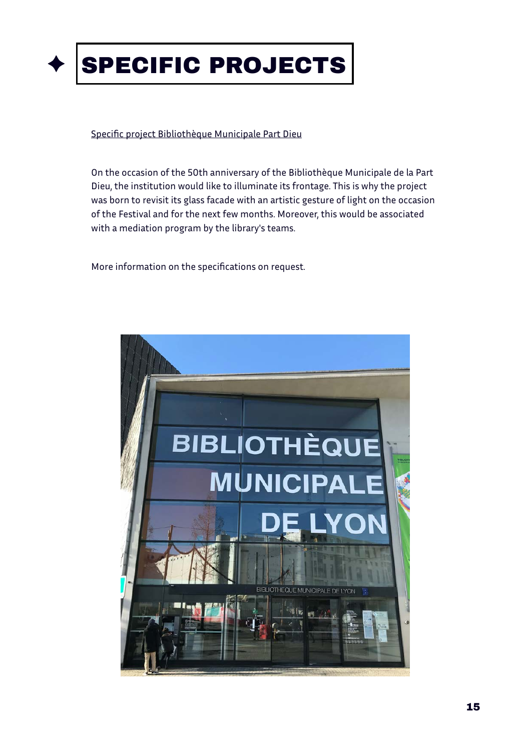# SPECIFIC PROJECTS

Specific project Bibliothèque Municipale Part Dieu

On the occasion of the 50th anniversary of the Bibliothèque Municipale de la Part Dieu, the institution would like to illuminate its frontage. This is why the project was born to revisit its glass facade with an artistic gesture of light on the occasion of the Festival and for the next few months. Moreover, this would be associated with a mediation program by the library's teams.

More information on the specifications on request.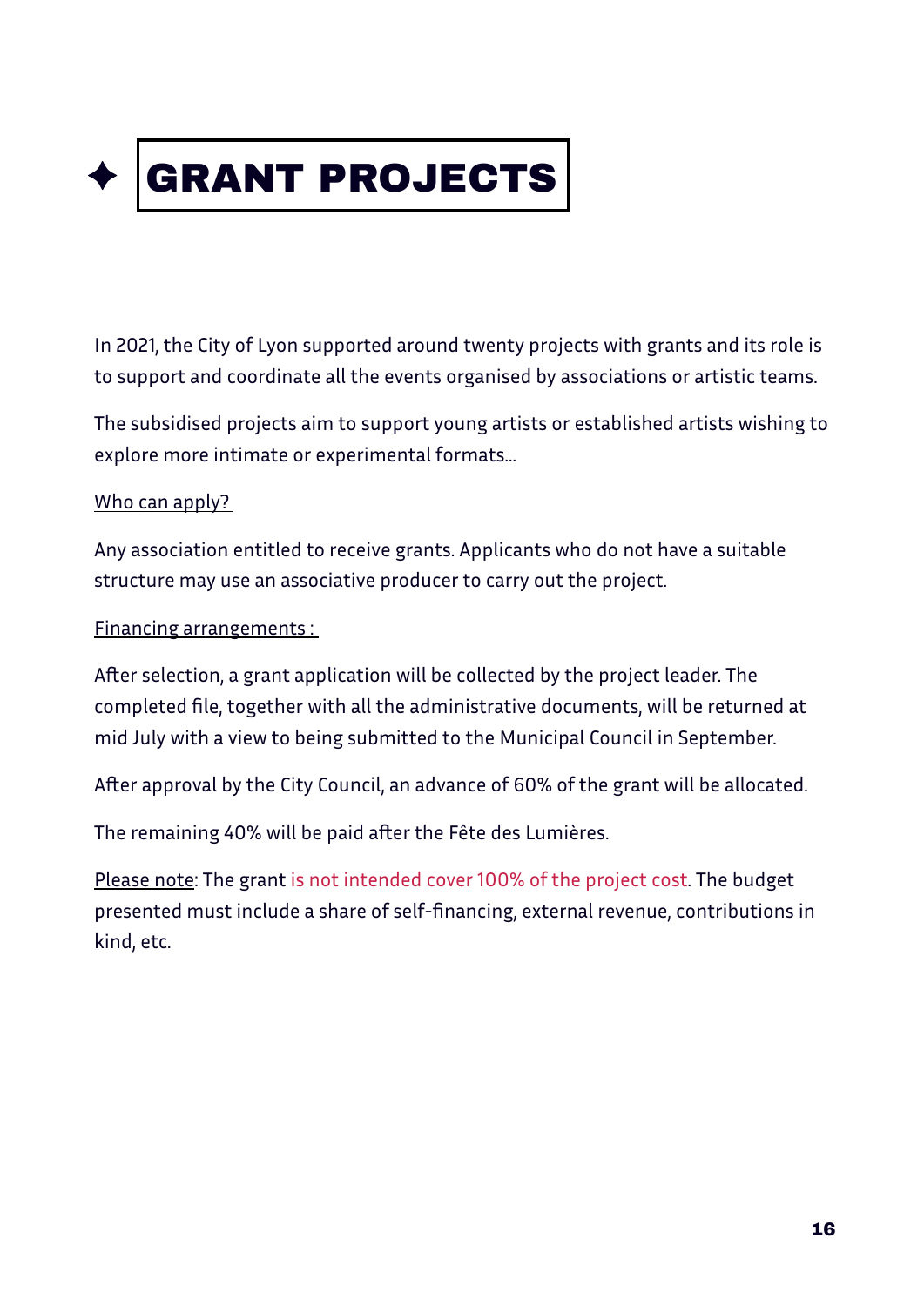# ✦ GRANT PROJECTS

In 2021, the City of Lyon supported around twenty projects with grants and its role is to support and coordinate all the events organised by associations or artistic teams.

The subsidised projects aim to support young artists or established artists wishing to explore more intimate or experimental formats...

<u>Who can apply?</u>

Any association entitled to receive grants. Applicants who do not have a suitable structure may use an associative producer to carry out the project.

<u>Financing arrangements :</u>

After selection, a grant application will be collected by the project leader. The completed file, together with all the administrative documents, will be returned at mid July with a view to being submitted to the Municipal Council in September.

After approval by the City Council, an advance of 60% of the grant will be allocated.

The remaining 40% will be paid after the Fête des Lumières.

<u>Please note</u>: The grant is not intended cover 100% of the project cost. The budget presented must include a share of self-financing, external revenue, contributions in kind, etc.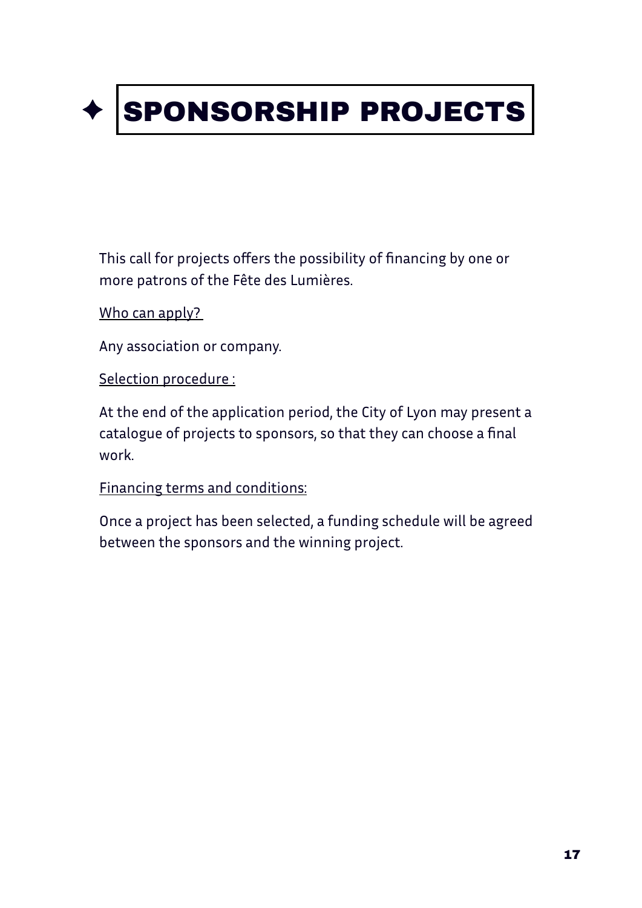# ✦ SPONSORSHIP PROJECTS

This call for projects offers the possibility of financing by one or more patrons of the Fête des Lumières.

Who can apply?

Any association or company.

Selection procedure :

At the end of the application period, the City of Lyon may present a catalogue of projects to sponsors, so that they can choose a final work.

Financing terms and conditions:

Once a project has been selected, a funding schedule will be agreed between the sponsors and the winning project.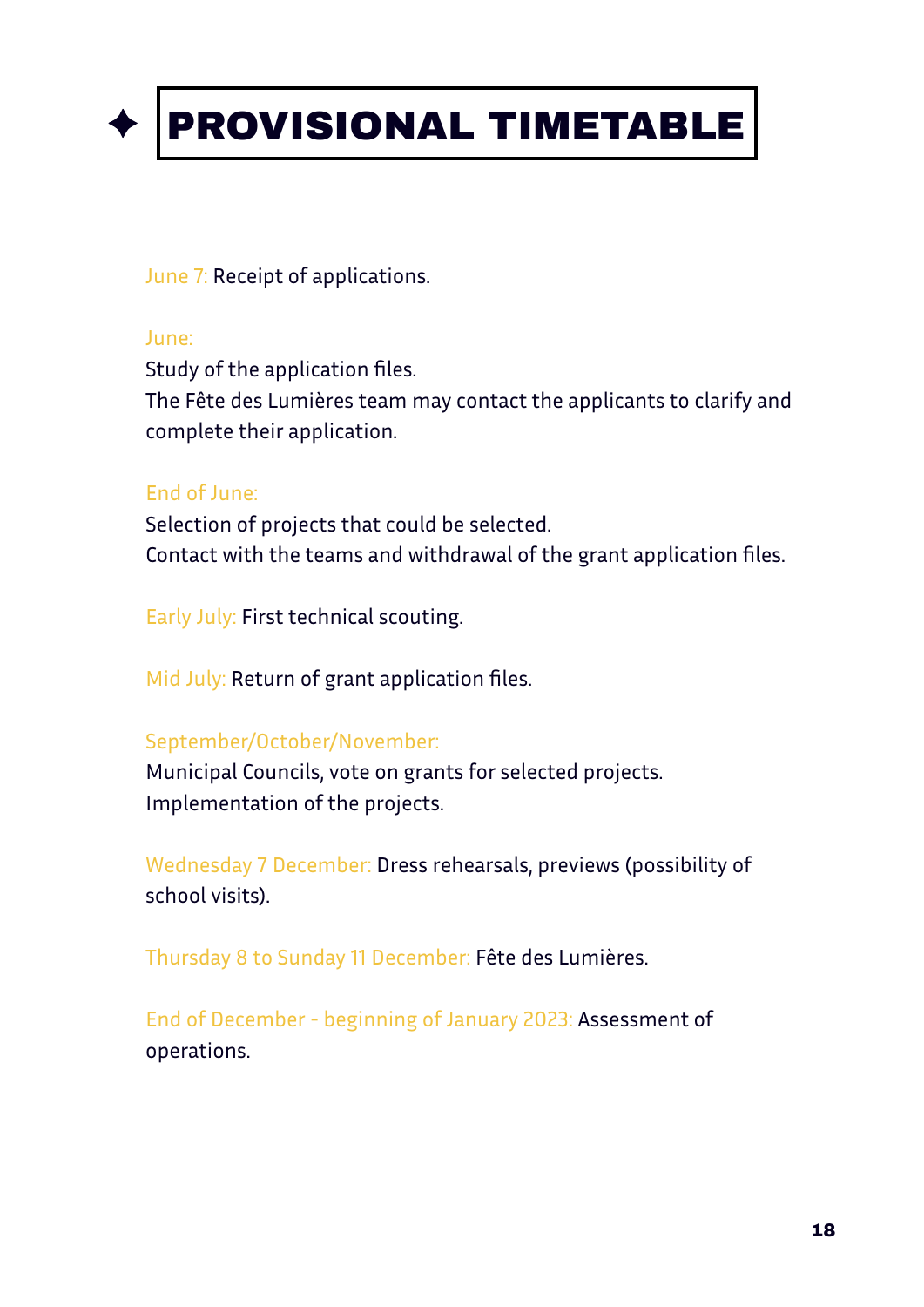# ✦ PROVISIONAL TIMETABLE

June 7: Receipt of applications.

June:
Study of the application files.
The Fête des Lumières team may contact the applicants to clarify and complete their application.

End of June:
Selection of projects that could be selected.
Contact with the teams and withdrawal of the grant application files.

Early July: First technical scouting.

Mid July: Return of grant application files.

September/October/November:
Municipal Councils, vote on grants for selected projects.
Implementation of the projects.

Wednesday 7 December: Dress rehearsals, previews (possibility of school visits).

Thursday 8 to Sunday 11 December: Fête des Lumières.

End of December - beginning of January 2023: Assessment of operations.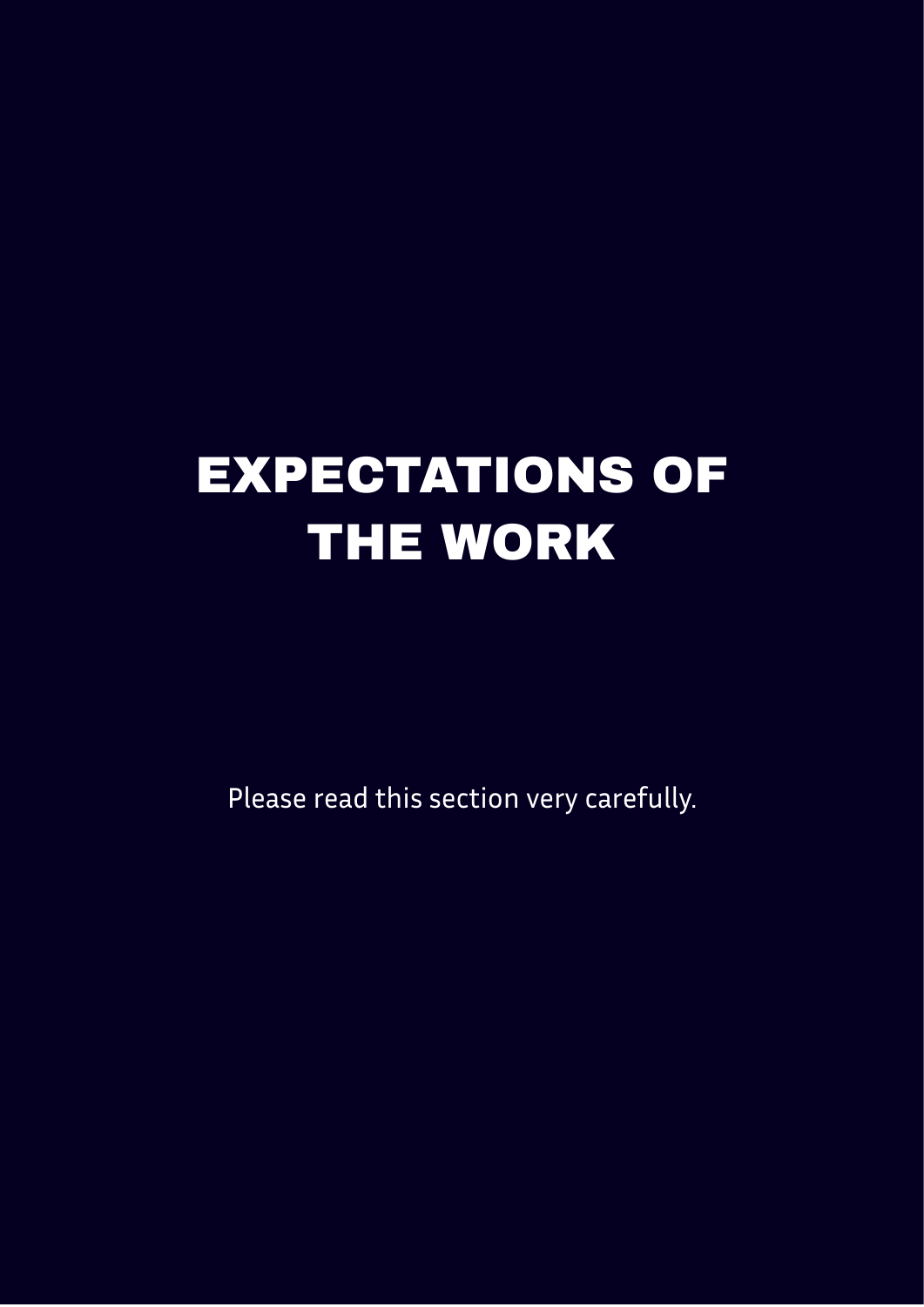# EXPECTATIONS OF THE WORK

Please read this section very carefully.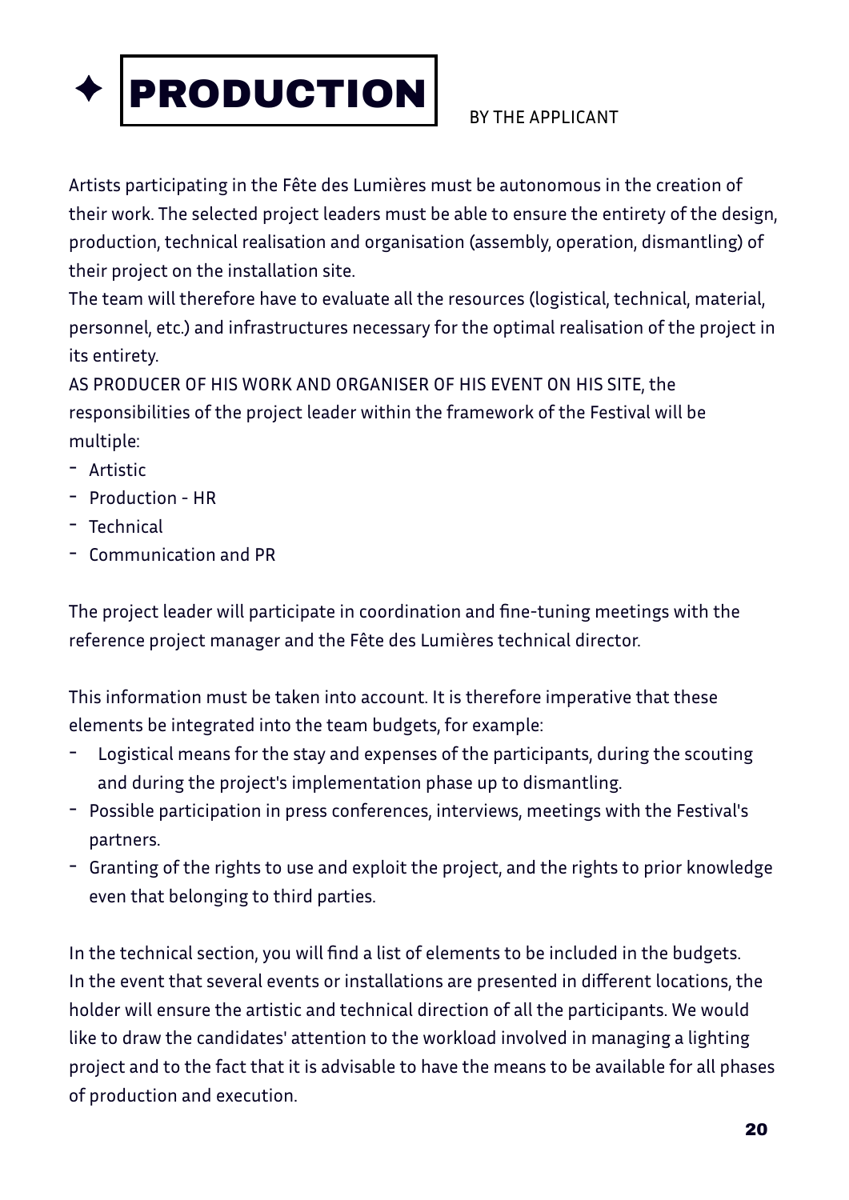# ✦ PRODUCTION

BY THE APPLICANT

Artists participating in the Fête des Lumières must be autonomous in the creation of their work. The selected project leaders must be able to ensure the entirety of the design, production, technical realisation and organisation (assembly, operation, dismantling) of their project on the installation site.
The team will therefore have to evaluate all the resources (logistical, technical, material, personnel, etc.) and infrastructures necessary for the optimal realisation of the project in its entirety.
AS PRODUCER OF HIS WORK AND ORGANISER OF HIS EVENT ON HIS SITE, the responsibilities of the project leader within the framework of the Festival will be multiple:

- Artistic
- Production - HR
- Technical
- Communication and PR

The project leader will participate in coordination and fine-tuning meetings with the reference project manager and the Fête des Lumières technical director.

This information must be taken into account. It is therefore imperative that these elements be integrated into the team budgets, for example:

- Logistical means for the stay and expenses of the participants, during the scouting and during the project's implementation phase up to dismantling.
- Possible participation in press conferences, interviews, meetings with the Festival's partners.
- Granting of the rights to use and exploit the project, and the rights to prior knowledge even that belonging to third parties.

In the technical section, you will find a list of elements to be included in the budgets.
In the event that several events or installations are presented in different locations, the holder will ensure the artistic and technical direction of all the participants. We would like to draw the candidates' attention to the workload involved in managing a lighting project and to the fact that it is advisable to have the means to be available for all phases of production and execution.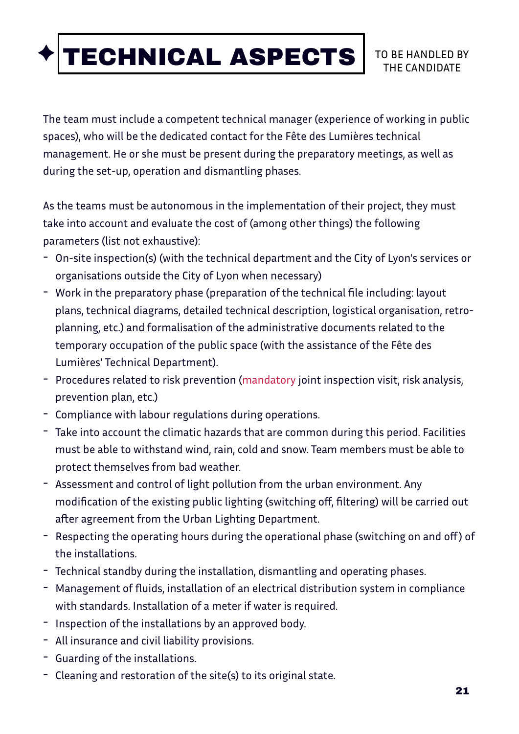# ✦ TECHNICAL ASPECTS

TO BE HANDLED BY THE CANDIDATE

The team must include a competent technical manager (experience of working in public spaces), who will be the dedicated contact for the Fête des Lumières technical management. He or she must be present during the preparatory meetings, as well as during the set-up, operation and dismantling phases.

As the teams must be autonomous in the implementation of their project, they must take into account and evaluate the cost of (among other things) the following parameters (list not exhaustive):

- On-site inspection(s) (with the technical department and the City of Lyon's services or organisations outside the City of Lyon when necessary)
- Work in the preparatory phase (preparation of the technical file including: layout plans, technical diagrams, detailed technical description, logistical organisation, retro-planning, etc.) and formalisation of the administrative documents related to the temporary occupation of the public space (with the assistance of the Fête des Lumières' Technical Department).
- Procedures related to risk prevention (mandatory joint inspection visit, risk analysis, prevention plan, etc.)
- Compliance with labour regulations during operations.
- Take into account the climatic hazards that are common during this period. Facilities must be able to withstand wind, rain, cold and snow. Team members must be able to protect themselves from bad weather.
- Assessment and control of light pollution from the urban environment. Any modification of the existing public lighting (switching off, filtering) will be carried out after agreement from the Urban Lighting Department.
- Respecting the operating hours during the operational phase (switching on and off) of the installations.
- Technical standby during the installation, dismantling and operating phases.
- Management of fluids, installation of an electrical distribution system in compliance with standards. Installation of a meter if water is required.
- Inspection of the installations by an approved body.
- All insurance and civil liability provisions.
- Guarding of the installations.
- Cleaning and restoration of the site(s) to its original state.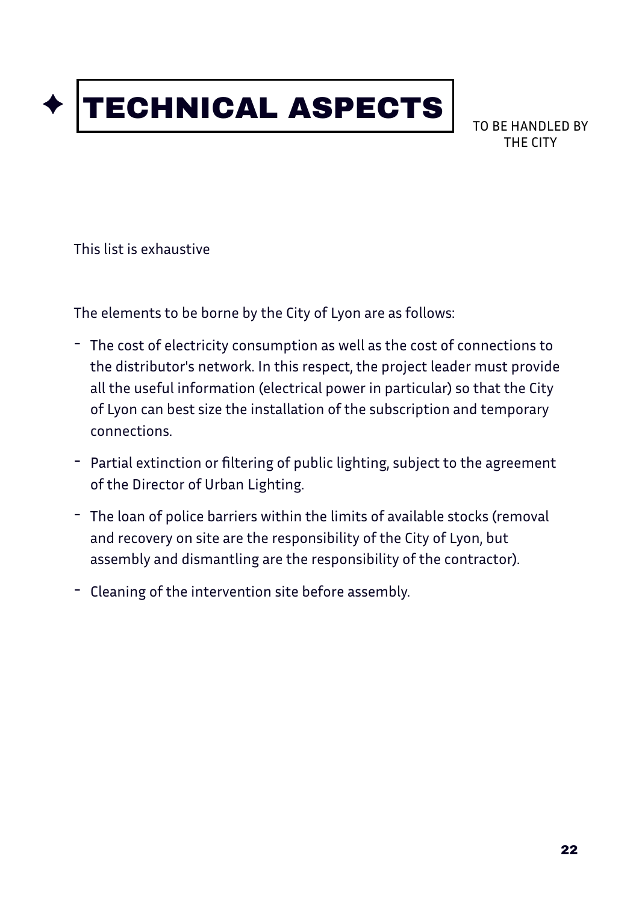# ✦ TECHNICAL ASPECTS

TO BE HANDLED BY THE CITY

This list is exhaustive

The elements to be borne by the City of Lyon are as follows:

- The cost of electricity consumption as well as the cost of connections to the distributor's network. In this respect, the project leader must provide all the useful information (electrical power in particular) so that the City of Lyon can best size the installation of the subscription and temporary connections.
- Partial extinction or filtering of public lighting, subject to the agreement of the Director of Urban Lighting.
- The loan of police barriers within the limits of available stocks (removal and recovery on site are the responsibility of the City of Lyon, but assembly and dismantling are the responsibility of the contractor).
- Cleaning of the intervention site before assembly.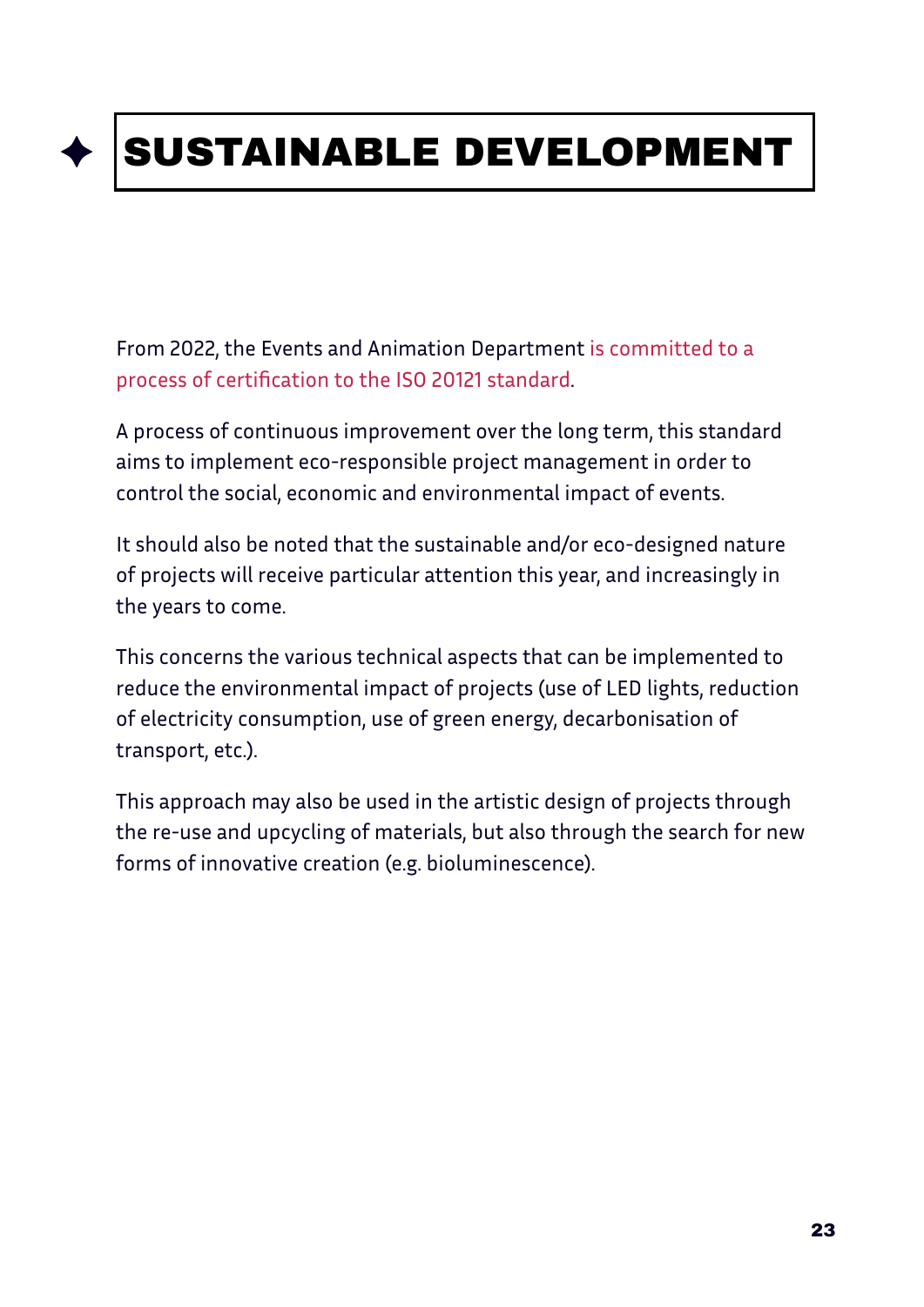# SUSTAINABLE DEVELOPMENT

From 2022, the Events and Animation Department is committed to a process of certification to the ISO 20121 standard.

A process of continuous improvement over the long term, this standard aims to implement eco-responsible project management in order to control the social, economic and environmental impact of events.

It should also be noted that the sustainable and/or eco-designed nature of projects will receive particular attention this year, and increasingly in the years to come.

This concerns the various technical aspects that can be implemented to reduce the environmental impact of projects (use of LED lights, reduction of electricity consumption, use of green energy, decarbonisation of transport, etc.).

This approach may also be used in the artistic design of projects through the re-use and upcycling of materials, but also through the search for new forms of innovative creation (e.g. bioluminescence).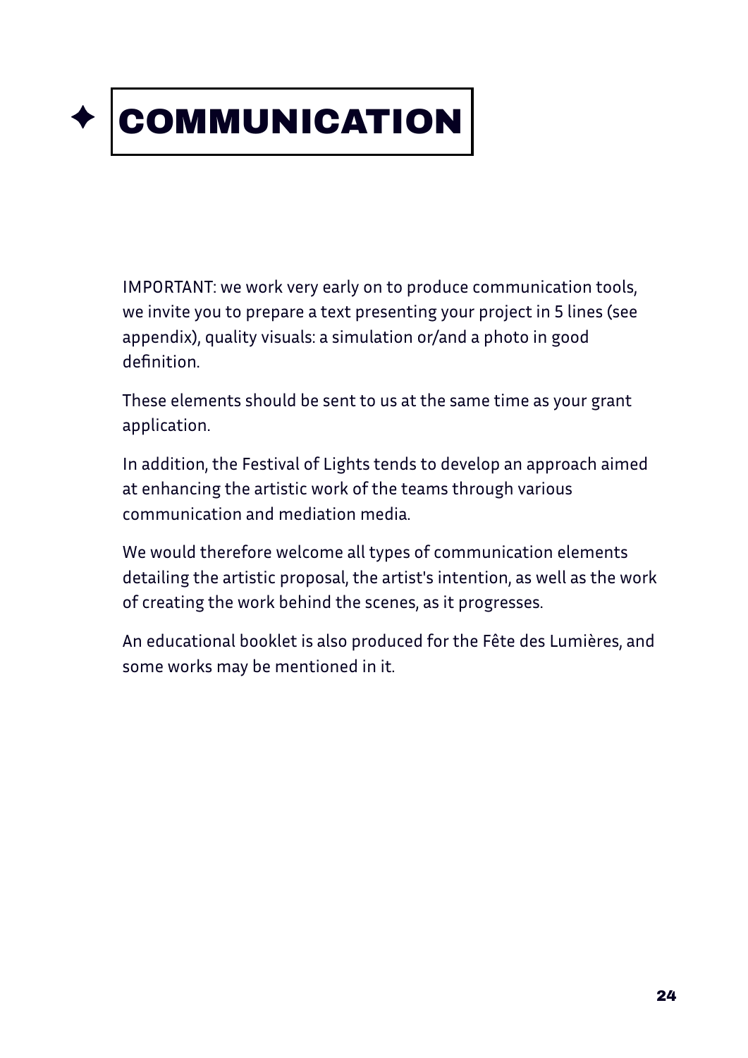# ✦ COMMUNICATION

IMPORTANT: we work very early on to produce communication tools, we invite you to prepare a text presenting your project in 5 lines (see appendix), quality visuals: a simulation or/and a photo in good definition.

These elements should be sent to us at the same time as your grant application.

In addition, the Festival of Lights tends to develop an approach aimed at enhancing the artistic work of the teams through various communication and mediation media.

We would therefore welcome all types of communication elements detailing the artistic proposal, the artist's intention, as well as the work of creating the work behind the scenes, as it progresses.

An educational booklet is also produced for the Fête des Lumières, and some works may be mentioned in it.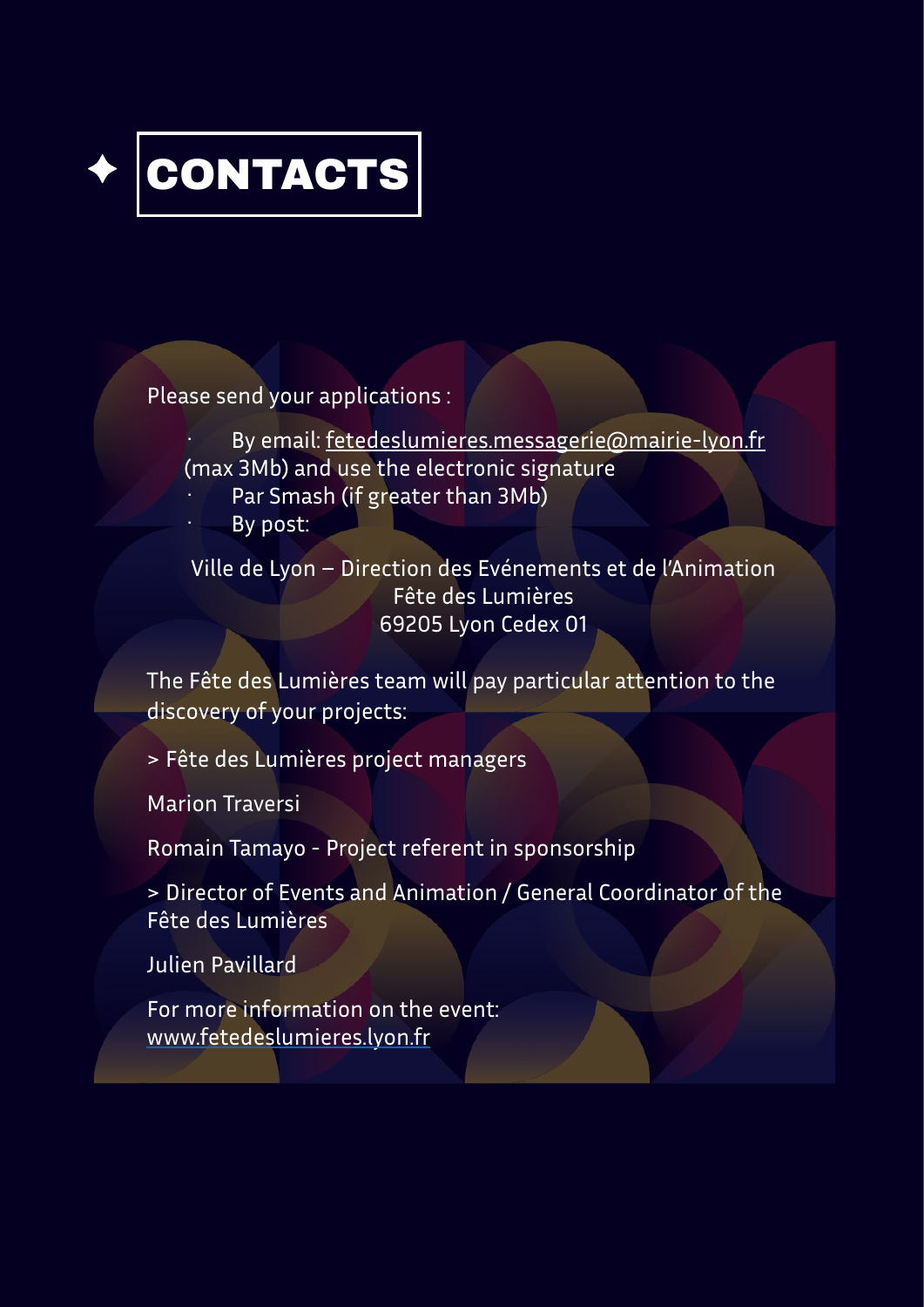# ✦ CONTACTS

Please send your applications :

- By email: fetedeslumieres.messagerie@mairie-lyon.fr (max 3Mb) and use the electronic signature
- Par Smash (if greater than 3Mb)
- By post:

Ville de Lyon – Direction des Evénements et de l'Animation
Fête des Lumières
69205 Lyon Cedex 01

The Fête des Lumières team will pay particular attention to the discovery of your projects:

> Fête des Lumières project managers

Marion Traversi

Romain Tamayo - Project referent in sponsorship

> Director of Events and Animation / General Coordinator of the Fête des Lumières

Julien Pavillard

For more information on the event:
www.fetedeslumieres.lyon.fr